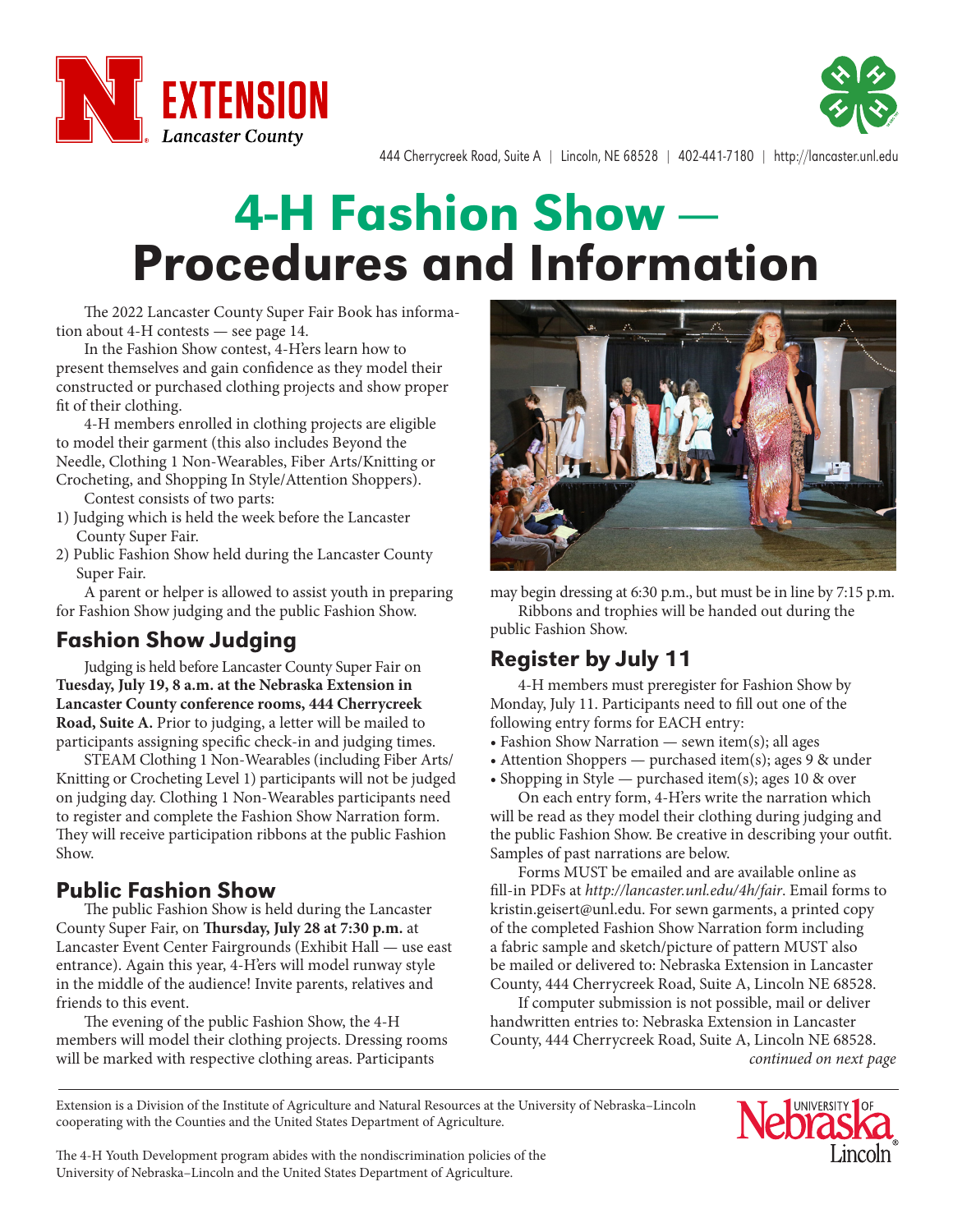Extension Lancaster County

444 Cherrycreek Road, Suite A | Lincoln, NE 68528 | 402-441-7180 | http://lancaster.unl.edu

# 4-H Fashion Show — Procedures and Information

The 2022 Lancaster County Super Fair Book has information about 4-H contests — see page 14.

In the Fashion Show contest, 4-H'ers learn how to present themselves and gain confidence as they model their constructed or purchased clothing projects and show proper fit of their clothing.

4-H members enrolled in clothing projects are eligible to model their garment (this also includes Beyond the Needle, Clothing 1 Non-Wearables, Fiber Arts/Knitting or Crocheting, and Shopping In Style/Attention Shoppers).

Contest consists of two parts:

1) Judging which is held the week before the Lancaster County Super Fair.
2) Public Fashion Show held during the Lancaster County Super Fair.

A parent or helper is allowed to assist youth in preparing for Fashion Show judging and the public Fashion Show.

## Fashion Show Judging

Judging is held before Lancaster County Super Fair on **Tuesday, July 19, 8 a.m. at the Nebraska Extension in Lancaster County conference rooms, 444 Cherrycreek Road, Suite A.** Prior to judging, a letter will be mailed to participants assigning specific check-in and judging times.

STEAM Clothing 1 Non-Wearables (including Fiber Arts/ Knitting or Crocheting Level 1) participants will not be judged on judging day. Clothing 1 Non-Wearables participants need to register and complete the Fashion Show Narration form. They will receive participation ribbons at the public Fashion Show.

## Public Fashion Show

The public Fashion Show is held during the Lancaster County Super Fair, on **Thursday, July 28 at 7:30 p.m.** at Lancaster Event Center Fairgrounds (Exhibit Hall — use east entrance). Again this year, 4-H'ers will model runway style in the middle of the audience! Invite parents, relatives and friends to this event.

The evening of the public Fashion Show, the 4-H members will model their clothing projects. Dressing rooms will be marked with respective clothing areas. Participants may begin dressing at 6:30 p.m., but must be in line by 7:15 p.m.

Ribbons and trophies will be handed out during the public Fashion Show.

## Register by July 11

4-H members must preregister for Fashion Show by Monday, July 11. Participants need to fill out one of the following entry forms for EACH entry:

- Fashion Show Narration — sewn item(s); all ages
- Attention Shoppers — purchased item(s); ages 9 & under
- Shopping in Style — purchased item(s); ages 10 & over

On each entry form, 4-H'ers write the narration which will be read as they model their clothing during judging and the public Fashion Show. Be creative in describing your outfit. Samples of past narrations are below.

Forms MUST be emailed and are available online as fill-in PDFs at *http://lancaster.unl.edu/4h/fair*. Email forms to kristin.geisert@unl.edu. For sewn garments, a printed copy of the completed Fashion Show Narration form including a fabric sample and sketch/picture of pattern MUST also be mailed or delivered to: Nebraska Extension in Lancaster County, 444 Cherrycreek Road, Suite A, Lincoln NE 68528.

If computer submission is not possible, mail or deliver handwritten entries to: Nebraska Extension in Lancaster County, 444 Cherrycreek Road, Suite A, Lincoln NE 68528.

*continued on next page*

Extension is a Division of the Institute of Agriculture and Natural Resources at the University of Nebraska–Lincoln cooperating with the Counties and the United States Department of Agriculture.

The 4-H Youth Development program abides with the nondiscrimination policies of the University of Nebraska–Lincoln and the United States Department of Agriculture.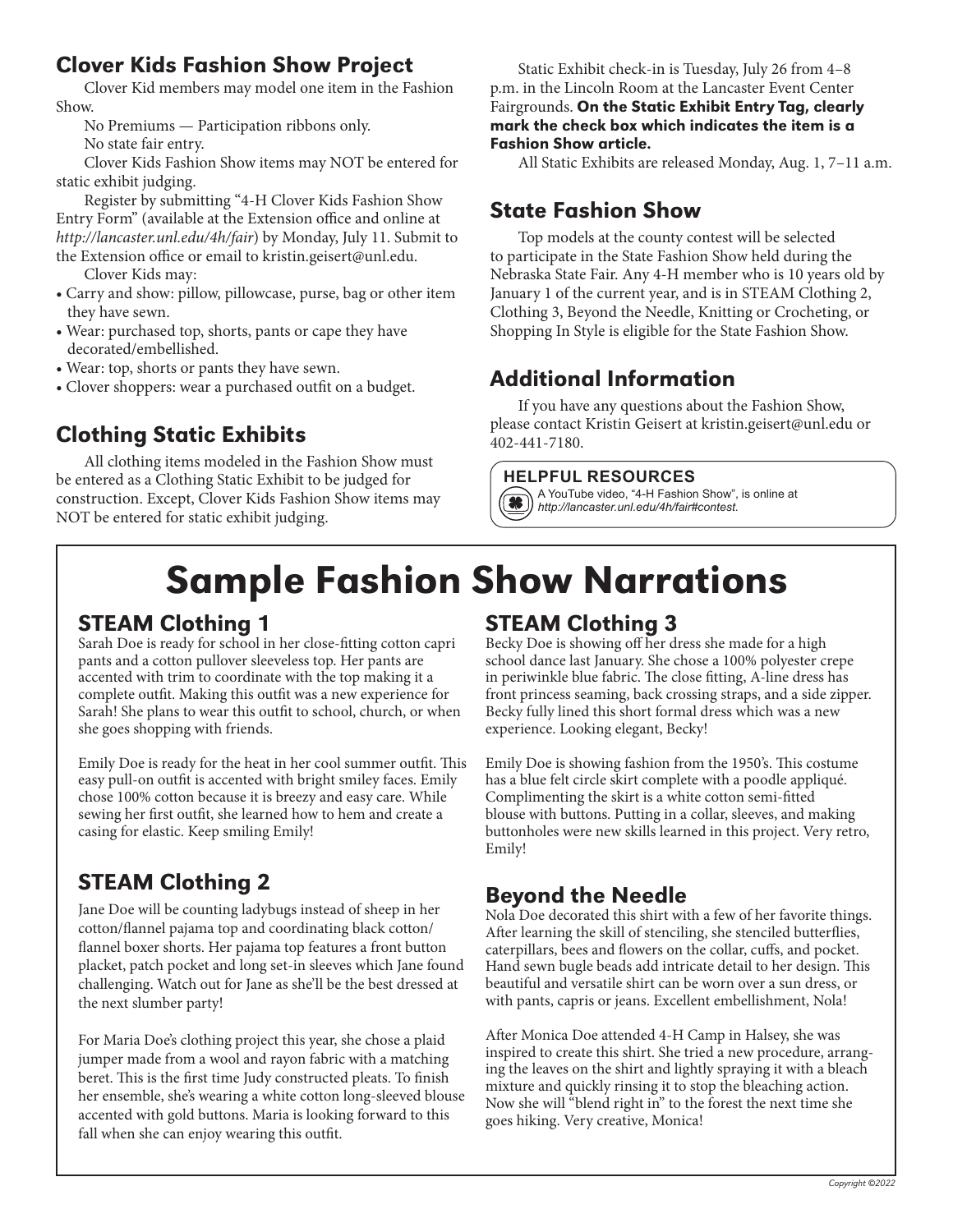## Clover Kids Fashion Show Project

Clover Kid members may model one item in the Fashion Show.

No Premiums — Participation ribbons only.

No state fair entry.

Clover Kids Fashion Show items may NOT be entered for static exhibit judging.

Register by submitting "4-H Clover Kids Fashion Show Entry Form" (available at the Extension office and online at *http://lancaster.unl.edu/4h/fair*) by Monday, July 11. Submit to the Extension office or email to kristin.geisert@unl.edu.

Clover Kids may:

- Carry and show: pillow, pillowcase, purse, bag or other item they have sewn.
- Wear: purchased top, shorts, pants or cape they have decorated/embellished.
- Wear: top, shorts or pants they have sewn.
- Clover shoppers: wear a purchased outfit on a budget.

## Clothing Static Exhibits

All clothing items modeled in the Fashion Show must be entered as a Clothing Static Exhibit to be judged for construction. Except, Clover Kids Fashion Show items may NOT be entered for static exhibit judging.

Static Exhibit check-in is Tuesday, July 26 from 4–8 p.m. in the Lincoln Room at the Lancaster Event Center Fairgrounds. **On the Static Exhibit Entry Tag, clearly mark the check box which indicates the item is a Fashion Show article.**

All Static Exhibits are released Monday, Aug. 1, 7–11 a.m.

## State Fashion Show

Top models at the county contest will be selected to participate in the State Fashion Show held during the Nebraska State Fair. Any 4-H member who is 10 years old by January 1 of the current year, and is in STEAM Clothing 2, Clothing 3, Beyond the Needle, Knitting or Crocheting, or Shopping In Style is eligible for the State Fashion Show.

## Additional Information

If you have any questions about the Fashion Show, please contact Kristin Geisert at kristin.geisert@unl.edu or 402-441-7180.

**HELPFUL RESOURCES**

A YouTube video, "4-H Fashion Show", is online at *http://lancaster.unl.edu/4h/fair#contest*.

# Sample Fashion Show Narrations

## STEAM Clothing 1

Sarah Doe is ready for school in her close-fitting cotton capri pants and a cotton pullover sleeveless top. Her pants are accented with trim to coordinate with the top making it a complete outfit. Making this outfit was a new experience for Sarah! She plans to wear this outfit to school, church, or when she goes shopping with friends.

Emily Doe is ready for the heat in her cool summer outfit. This easy pull-on outfit is accented with bright smiley faces. Emily chose 100% cotton because it is breezy and easy care. While sewing her first outfit, she learned how to hem and create a casing for elastic. Keep smiling Emily!

## STEAM Clothing 2

Jane Doe will be counting ladybugs instead of sheep in her cotton/flannel pajama top and coordinating black cotton/flannel boxer shorts. Her pajama top features a front button placket, patch pocket and long set-in sleeves which Jane found challenging. Watch out for Jane as she'll be the best dressed at the next slumber party!

For Maria Doe's clothing project this year, she chose a plaid jumper made from a wool and rayon fabric with a matching beret. This is the first time Judy constructed pleats. To finish her ensemble, she's wearing a white cotton long-sleeved blouse accented with gold buttons. Maria is looking forward to this fall when she can enjoy wearing this outfit.

## STEAM Clothing 3

Becky Doe is showing off her dress she made for a high school dance last January. She chose a 100% polyester crepe in periwinkle blue fabric. The close fitting, A-line dress has front princess seaming, back crossing straps, and a side zipper. Becky fully lined this short formal dress which was a new experience. Looking elegant, Becky!

Emily Doe is showing fashion from the 1950's. This costume has a blue felt circle skirt complete with a poodle appliqué. Complimenting the skirt is a white cotton semi-fitted blouse with buttons. Putting in a collar, sleeves, and making buttonholes were new skills learned in this project. Very retro, Emily!

## Beyond the Needle

Nola Doe decorated this shirt with a few of her favorite things. After learning the skill of stenciling, she stenciled butterflies, caterpillars, bees and flowers on the collar, cuffs, and pocket. Hand sewn bugle beads add intricate detail to her design. This beautiful and versatile shirt can be worn over a sun dress, or with pants, capris or jeans. Excellent embellishment, Nola!

After Monica Doe attended 4-H Camp in Halsey, she was inspired to create this shirt. She tried a new procedure, arranging the leaves on the shirt and lightly spraying it with a bleach mixture and quickly rinsing it to stop the bleaching action. Now she will "blend right in" to the forest the next time she goes hiking. Very creative, Monica!

Copyright ©2022